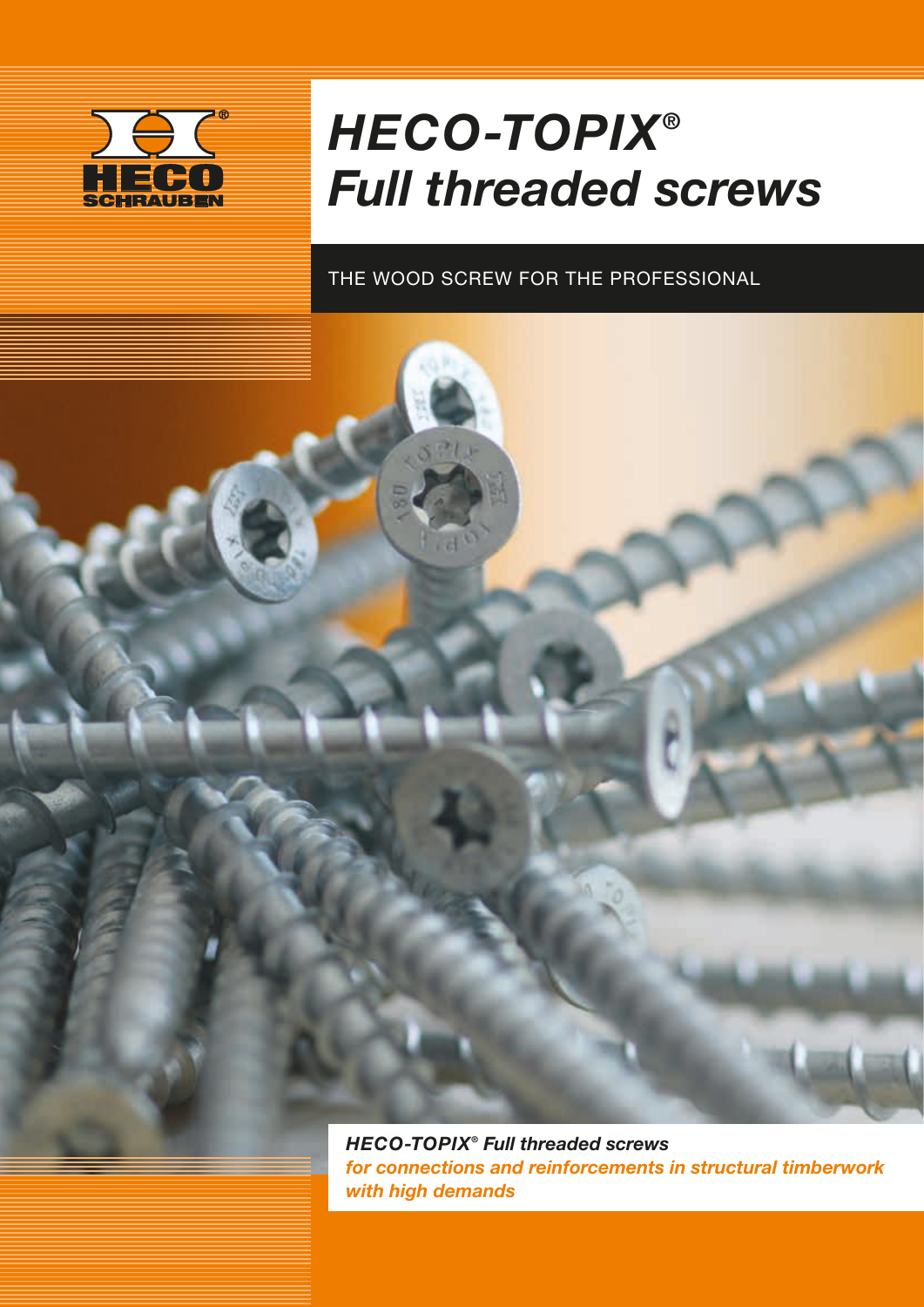HECO SCHRAUBEN

# *HECO-TOPIX® Full threaded screws*

THE WOOD SCREW FOR THE PROFESSIONAL

***HECO-TOPIX® Full threaded screws***
***for connections and reinforcements in structural timberwork with high demands***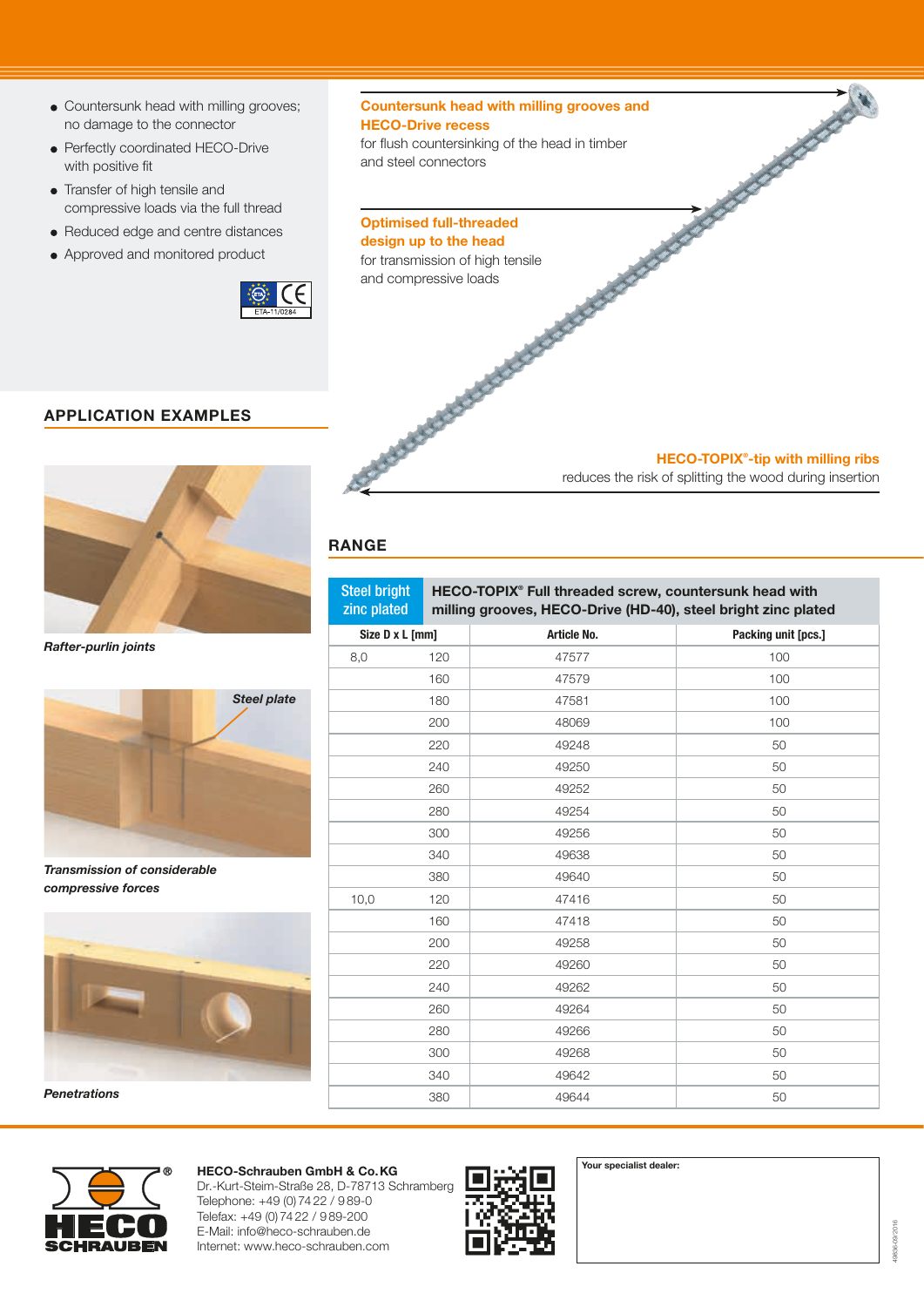- Countersunk head with milling grooves; no damage to the connector
- Perfectly coordinated HECO-Drive with positive fit
- Transfer of high tensile and compressive loads via the full thread
- Reduced edge and centre distances
- Approved and monitored product

ETA-11/0284

**Countersunk head with milling grooves and HECO-Drive recess**
for flush countersinking of the head in timber and steel connectors

**Optimised full-threaded design up to the head**
for transmission of high tensile and compressive loads

**HECO-TOPIX®-tip with milling ribs**
reduces the risk of splitting the wood during insertion

## APPLICATION EXAMPLES

*Rafter-purlin joints*

*Steel plate*

*Transmission of considerable compressive forces*

*Penetrations*

## RANGE

**Steel bright zinc plated** — **HECO-TOPIX® Full threaded screw, countersunk head with milling grooves, HECO-Drive (HD-40), steel bright zinc plated**

| Size D x L [mm] | | Article No. | Packing unit [pcs.] |
|---|---|---|---|
| 8,0 | 120 | 47577 | 100 |
| | 160 | 47579 | 100 |
| | 180 | 47581 | 100 |
| | 200 | 48069 | 100 |
| | 220 | 49248 | 50 |
| | 240 | 49250 | 50 |
| | 260 | 49252 | 50 |
| | 280 | 49254 | 50 |
| | 300 | 49256 | 50 |
| | 340 | 49638 | 50 |
| | 380 | 49640 | 50 |
| 10,0 | 120 | 47416 | 50 |
| | 160 | 47418 | 50 |
| | 200 | 49258 | 50 |
| | 220 | 49260 | 50 |
| | 240 | 49262 | 50 |
| | 260 | 49264 | 50 |
| | 280 | 49266 | 50 |
| | 300 | 49268 | 50 |
| | 340 | 49642 | 50 |
| | 380 | 49644 | 50 |

**HECO-Schrauben GmbH & Co. KG**
Dr.-Kurt-Steim-Straße 28, D-78713 Schramberg
Telephone: +49 (0) 74 22 / 989-0
Telefax: +49 (0) 74 22 / 989-200
E-Mail: info@heco-schrauben.de
Internet: www.heco-schrauben.com

**Your specialist dealer:**